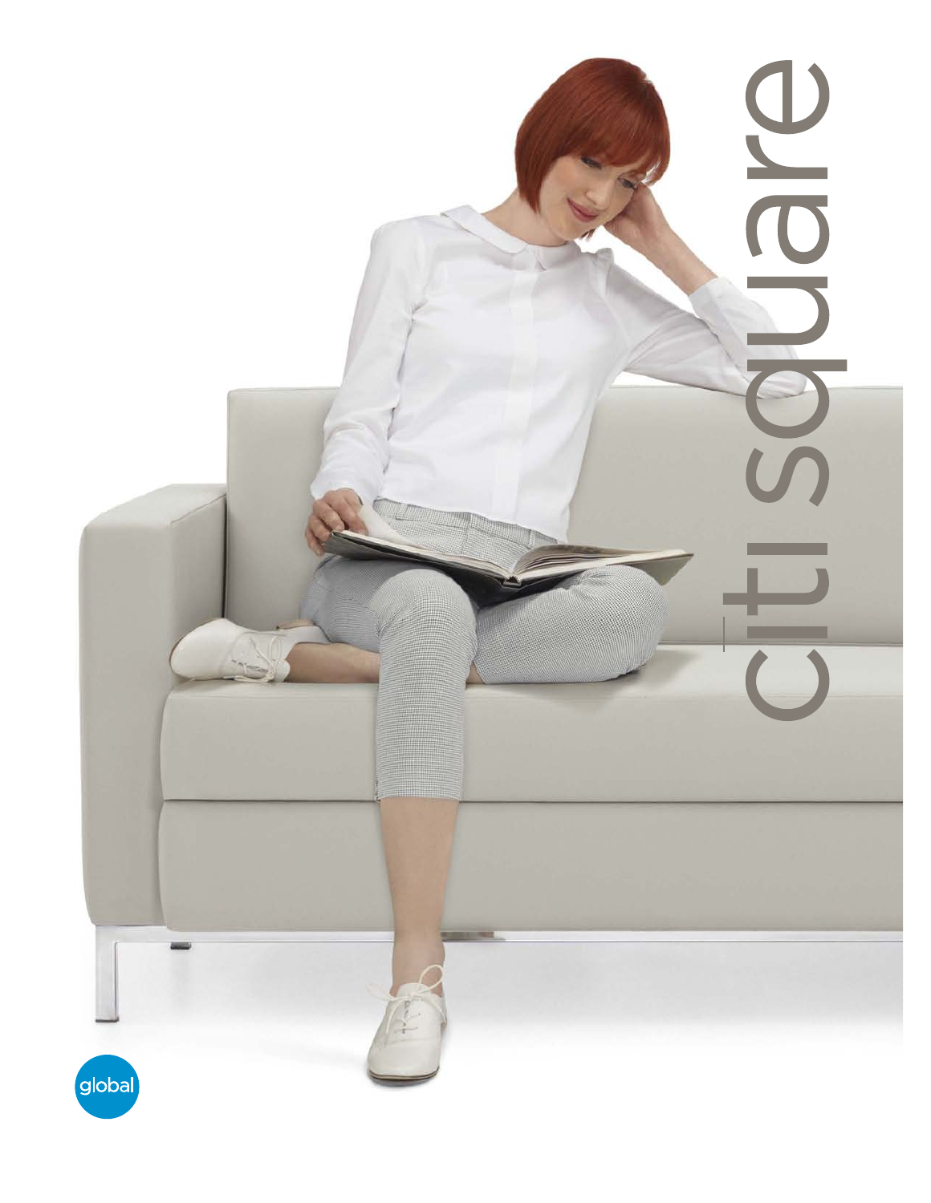# citi square

global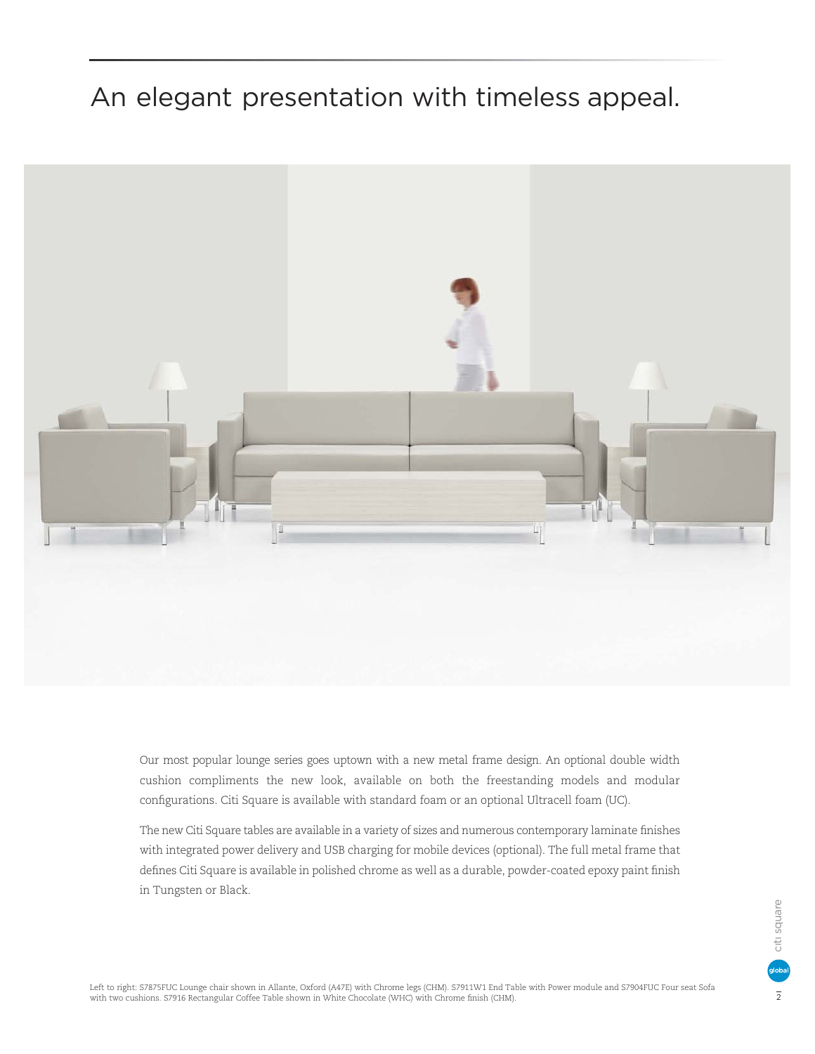# An elegant presentation with timeless appeal.

Our most popular lounge series goes uptown with a new metal frame design. An optional double width cushion compliments the new look, available on both the freestanding models and modular configurations. Citi Square is available with standard foam or an optional Ultracell foam (UC).

The new Citi Square tables are available in a variety of sizes and numerous contemporary laminate finishes with integrated power delivery and USB charging for mobile devices (optional). The full metal frame that defines Citi Square is available in polished chrome as well as a durable, powder-coated epoxy paint finish in Tungsten or Black.

Left to right: S7875FUC Lounge chair shown in Allante, Oxford (A47E) with Chrome legs (CHM). S7911W1 End Table with Power module and S7904FUC Four seat Sofa with two cushions. S7916 Rectangular Coffee Table shown in White Chocolate (WHC) with Chrome finish (CHM).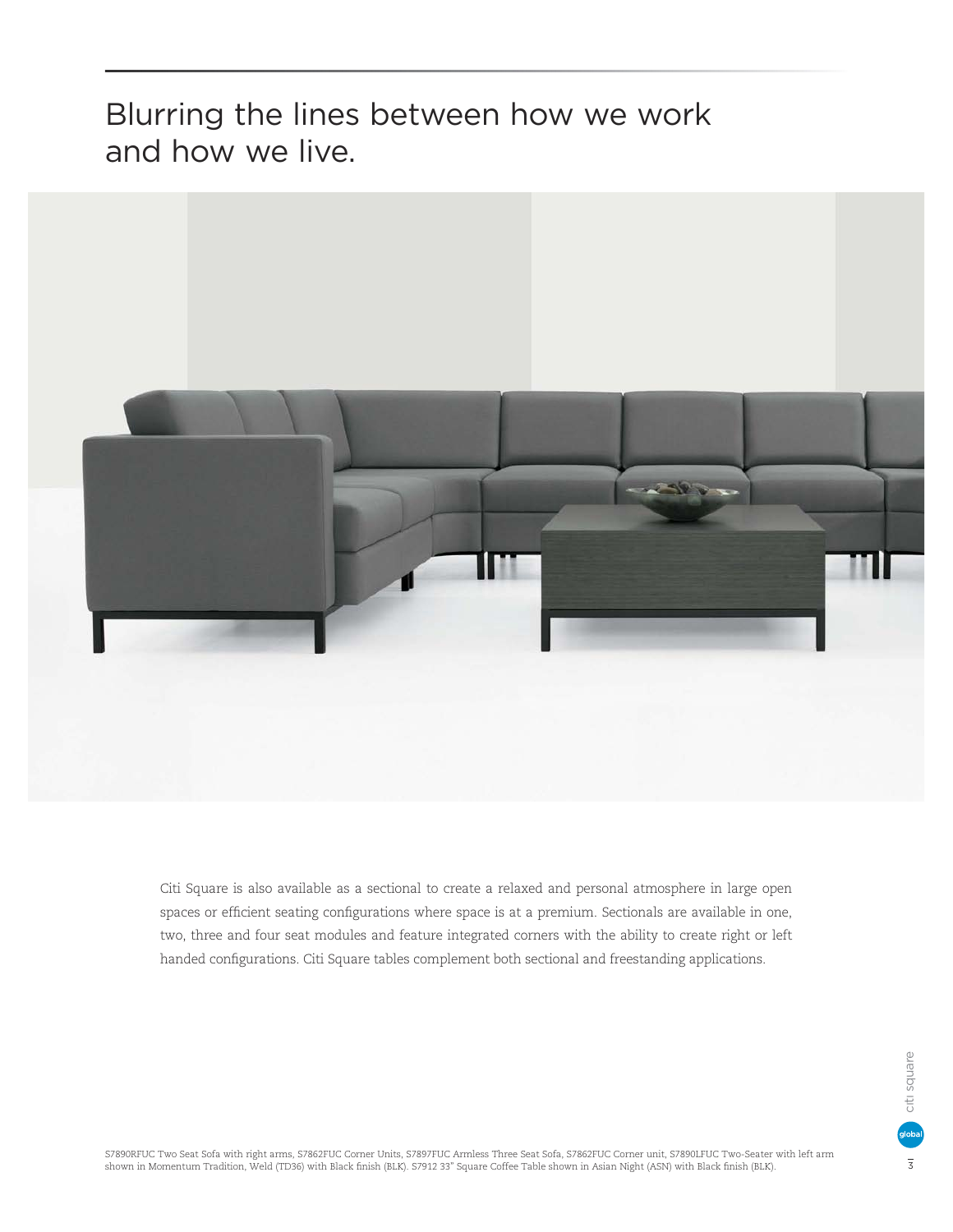# Blurring the lines between how we work and how we live.

Citi Square is also available as a sectional to create a relaxed and personal atmosphere in large open spaces or efficient seating configurations where space is at a premium. Sectionals are available in one, two, three and four seat modules and feature integrated corners with the ability to create right or left handed configurations. Citi Square tables complement both sectional and freestanding applications.

S7890RFUC Two Seat Sofa with right arms, S7862FUC Corner Units, S7897FUC Armless Three Seat Sofa, S7862FUC Corner unit, S7890LFUC Two-Seater with left arm shown in Momentum Tradition, Weld (TD36) with Black finish (BLK). S7912 33" Square Coffee Table shown in Asian Night (ASN) with Black finish (BLK).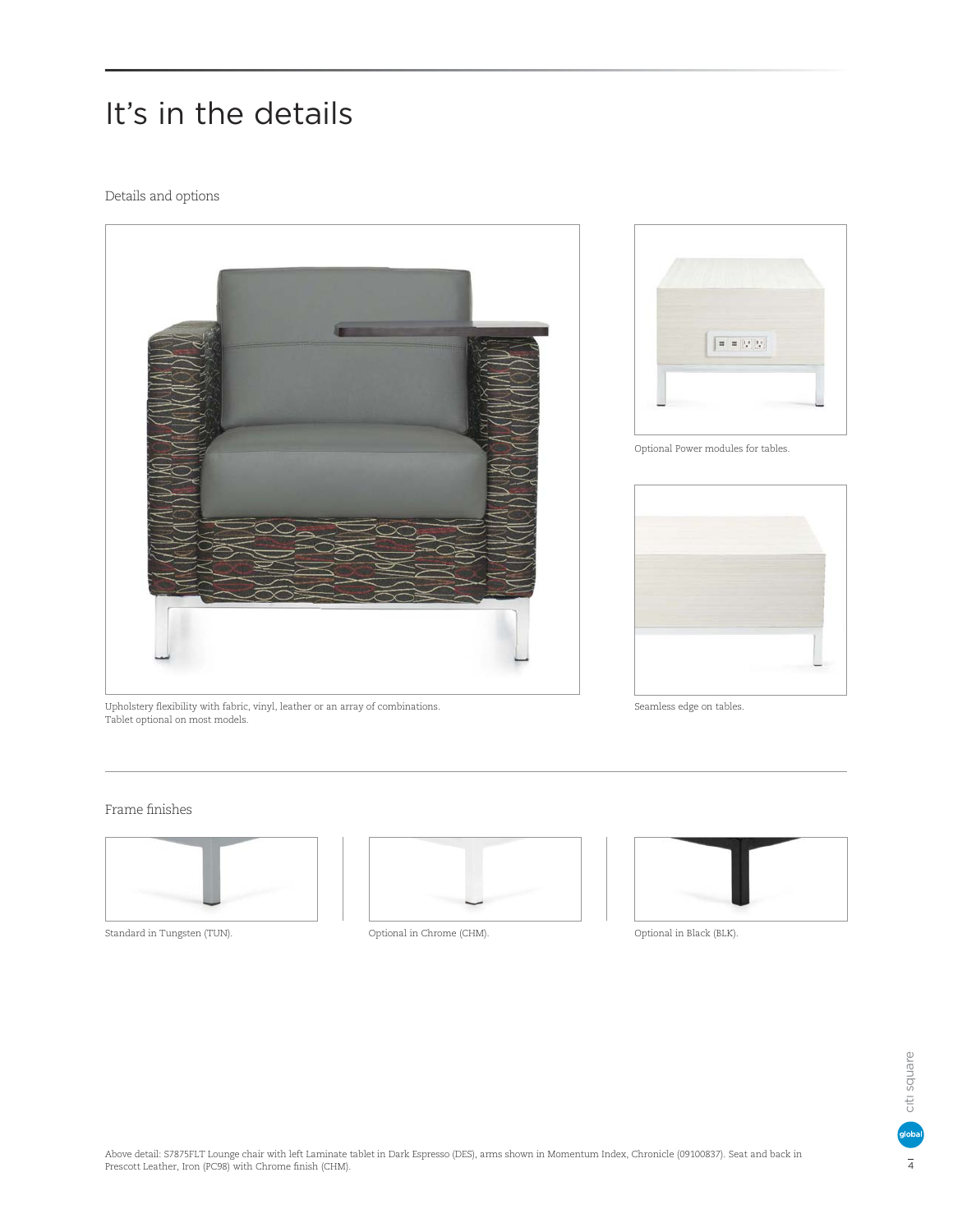# It's in the details

## Details and options

Upholstery flexibility with fabric, vinyl, leather or an array of combinations.
Tablet optional on most models.

Optional Power modules for tables.

Seamless edge on tables.

## Frame finishes

Standard in Tungsten (TUN).

Optional in Chrome (CHM).

Optional in Black (BLK).

Above detail: S7875FLT Lounge chair with left Laminate tablet in Dark Espresso (DES), arms shown in Momentum Index, Chronicle (09100837). Seat and back in Prescott Leather, Iron (PC98) with Chrome finish (CHM).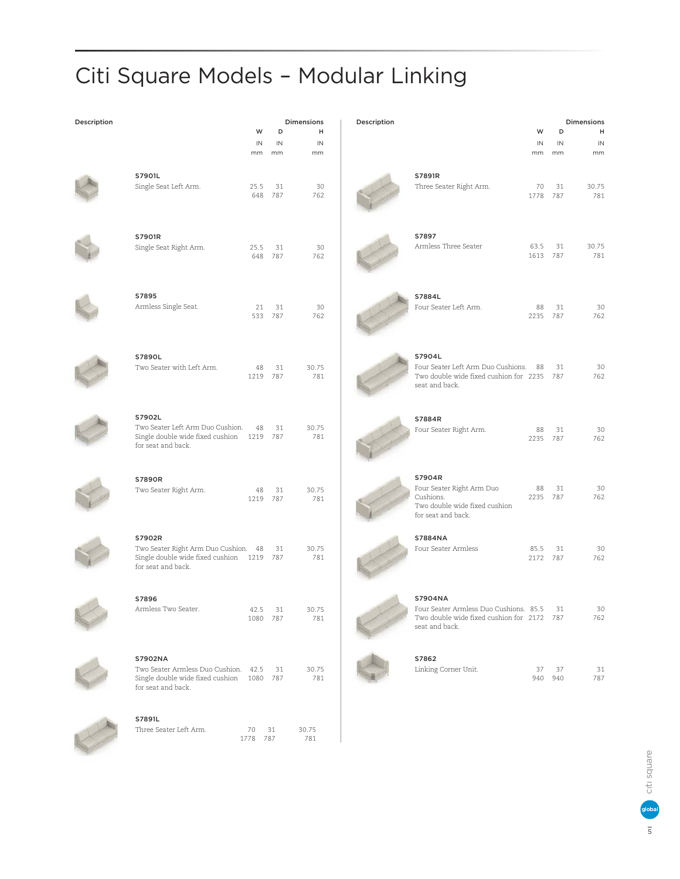# Citi Square Models – Modular Linking

| Description | | W IN / mm | D IN / mm | H IN / mm |
|---|---|---|---|---|
| S7901L | Single Seat Left Arm. | 25.5 / 648 | 31 / 787 | 30 / 762 |
| S7901R | Single Seat Right Arm. | 25.5 / 648 | 31 / 787 | 30 / 762 |
| S7895 | Armless Single Seat. | 21 / 533 | 31 / 787 | 30 / 762 |
| S7890L | Two Seater with Left Arm. | 48 / 1219 | 31 / 787 | 30.75 / 781 |
| S7902L | Two Seater Left Arm Duo Cushion. Single double wide fixed cushion for seat and back. | 48 / 1219 | 31 / 787 | 30.75 / 781 |
| S7890R | Two Seater Right Arm. | 48 / 1219 | 31 / 787 | 30.75 / 781 |
| S7902R | Two Seater Right Arm Duo Cushion. Single double wide fixed cushion for seat and back. | 48 / 1219 | 31 / 787 | 30.75 / 781 |
| S7896 | Armless Two Seater. | 42.5 / 1080 | 31 / 787 | 30.75 / 781 |
| S7902NA | Two Seater Armless Duo Cushion. Single double wide fixed cushion for seat and back. | 42.5 / 1080 | 31 / 787 | 30.75 / 781 |
| S7891L | Three Seater Left Arm. | 70 / 1778 | 31 / 787 | 30.75 / 781 |
| S7891R | Three Seater Right Arm. | 70 / 1778 | 31 / 787 | 30.75 / 781 |
| S7897 | Armless Three Seater | 63.5 / 1613 | 31 / 787 | 30.75 / 781 |
| S7884L | Four Seater Left Arm. | 88 / 2235 | 31 / 787 | 30 / 762 |
| S7904L | Four Seater Left Arm Duo Cushions. Two double wide fixed cushion for seat and back. | 88 / 2235 | 31 / 787 | 30 / 762 |
| S7884R | Four Seater Right Arm. | 88 / 2235 | 31 / 787 | 30 / 762 |
| S7904R | Four Seater Right Arm Duo Cushions. Two double wide fixed cushion for seat and back. | 88 / 2235 | 31 / 787 | 30 / 762 |
| S7884NA | Four Seater Armless | 85.5 / 2172 | 31 / 787 | 30 / 762 |
| S7904NA | Four Seater Armless Duo Cushions. Two double wide fixed cushion for seat and back. | 85.5 / 2172 | 31 / 787 | 30 / 762 |
| S7862 | Linking Corner Unit. | 37 / 940 | 37 / 940 | 31 / 787 |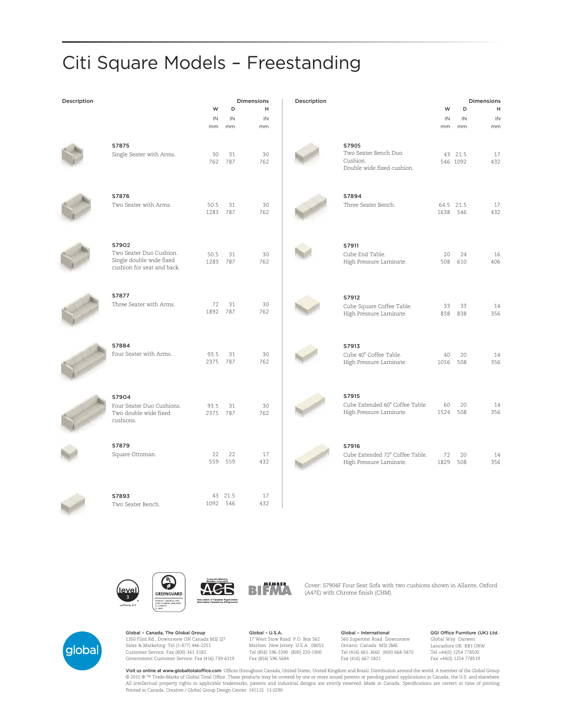# Citi Square Models – Freestanding

| Description | | W IN / mm | D IN / mm | H IN / mm |
|---|---|---|---|---|
| S7875 | Single Seater with Arms. | 30 / 762 | 31 / 787 | 30 / 762 |
| S7876 | Two Seater with Arms. | 50.5 / 1283 | 31 / 787 | 30 / 762 |
| S7902 | Two Seater Duo Cushion. Single double wide fixed cushion for seat and back. | 50.5 / 1283 | 31 / 787 | 30 / 762 |
| S7877 | Three Seater with Arms. | 72 / 1892 | 31 / 787 | 30 / 762 |
| S7884 | Four Seater with Arms. | 93.5 / 2375 | 31 / 787 | 30 / 762 |
| S7904 | Four Seater Duo Cushions. Two double wide fixed cushions. | 93.5 / 2375 | 31 / 787 | 30 / 762 |
| S7879 | Square Ottoman. | 22 / 559 | 22 / 559 | 17 / 432 |
| S7893 | Two Seater Bench. | 43 / 1092 | 21.5 / 546 | 17 / 432 |
| S7905 | Two Seater Bench Duo Cushion. Double wide fixed cushion. | 43 / 546 | 21.5 / 1092 | 17 / 432 |
| S7894 | Three Seater Bench. | 64.5 / 1638 | 21.5 / 546 | 17 / 432 |
| S7911 | Cube End Table. High Pressure Laminate. | 20 / 508 | 24 / 610 | 16 / 406 |
| S7912 | Cube Square Coffee Table. High Pressure Laminate. | 33 / 838 | 33 / 838 | 14 / 356 |
| S7913 | Cube 40" Coffee Table. High Pressure Laminate. | 40 / 1016 | 20 / 508 | 14 / 356 |
| S7915 | Cube Extended 60" Coffee Table. High Pressure Laminate. | 60 / 1524 | 20 / 508 | 14 / 356 |
| S7916 | Cube Extended 72" Coffee Table. High Pressure Laminate. | 72 / 1829 | 20 / 508 | 14 / 356 |

Cover: S7904F Four Seat Sofa with two cushions shown in Allante, Oxford (A47E) with Chrome finish (CHM).

**Global – Canada, The Global Group**
1350 Flint Rd., Downsview ON Canada M3J 2J7
Sales & Marketing: Tel (1-877) 446-2251
Customer Service: Fax (800) 361-3182
Government Customer Service: Fax (416) 739-6319

**Global – U.S.A.**
17 West Stow Road P.O. Box 562
Marlton New Jersey U.S.A. 08053
Tel (856) 596-3390 (800) 220-1900
Fax (856) 596-5684

**Global – International**
560 Supertest Road Downsview
Ontario Canada M3J 2M6
Tel (416) 661-3660 (800) 668-5870
Fax (416) 667-1821

**GGI Office Furniture (UK) Ltd.**
Global Way Darwen
Lancashire UK BB3 0RW
Tel +44(0) 1254 778500
Fax +44(0) 1254 778519

**Visit us online at www.globaltotaloffice.com** Offices throughout Canada, United States, United Kingdom and Brazil. Distribution around the world. A member of the Global Group. © 2015 ® ™ Trade-Marks of Global Total Office. These products may be covered by one or more issued patents or pending patent applications in Canada, the U.S. and elsewhere. All intellectual property rights in applicable trademarks, patents and industrial designs are strictly reserved. Made in Canada. Specifications are correct at time of printing. Printed in Canada. Creative / Global Group Design Center 141115 13.0290